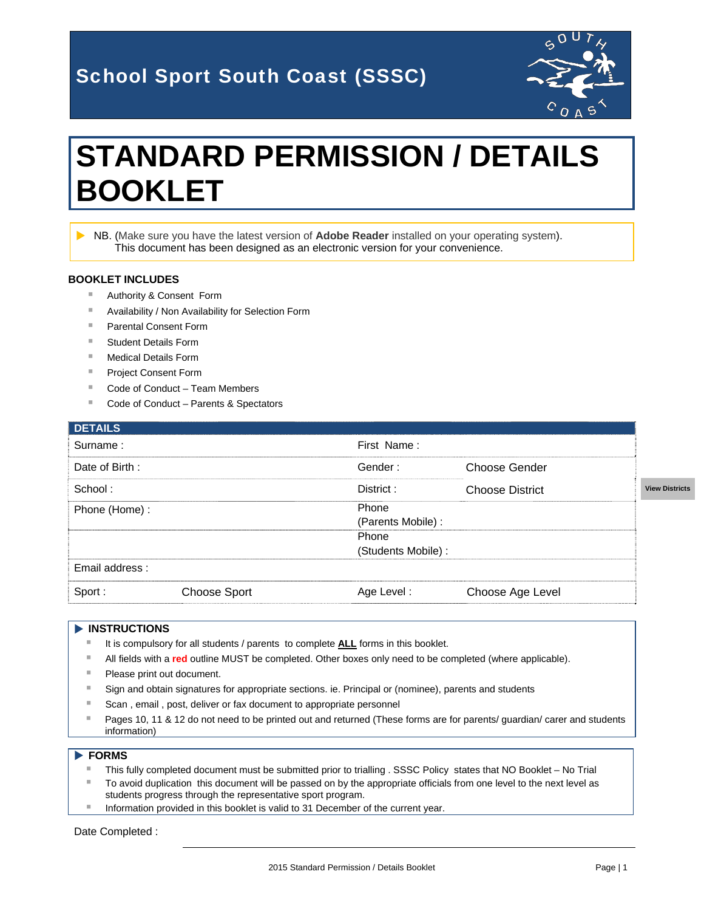School Sport South Coast (SSSC)

# STANDARD PERMISSION / DETAILS BOOKLET

▶ NB. (Make sure you have the latest version of **Adobe Reader** installed on your operating system).
This document has been designed as an electronic version for your convenience.

**BOOKLET INCLUDES**

- Authority & Consent Form
- Availability / Non Availability for Selection Form
- Parental Consent Form
- Student Details Form
- Medical Details Form
- Project Consent Form
- Code of Conduct – Team Members
- Code of Conduct – Parents & Spectators

| DETAILS | | | |
|---|---|---|---|
| Surname : | | First Name : | |
| Date of Birth : | | Gender : | Choose Gender |
| School : | | District : | Choose District |
| Phone (Home) : | | Phone (Parents Mobile) : | |
| | | Phone (Students Mobile) : | |
| Email address : | | | |
| Sport : | Choose Sport | Age Level : | Choose Age Level |

View Districts

**▶ INSTRUCTIONS**

- It is compulsory for all students / parents to complete **ALL** forms in this booklet.
- All fields with a **red** outline MUST be completed. Other boxes only need to be completed (where applicable).
- Please print out document.
- Sign and obtain signatures for appropriate sections. ie. Principal or (nominee), parents and students
- Scan , email , post, deliver or fax document to appropriate personnel
- Pages 10, 11 & 12 do not need to be printed out and returned (These forms are for parents/ guardian/ carer and students information)

**▶ FORMS**

- This fully completed document must be submitted prior to trialling . SSSC Policy states that NO Booklet – No Trial
- To avoid duplication this document will be passed on by the appropriate officials from one level to the next level as students progress through the representative sport program.
- Information provided in this booklet is valid to 31 December of the current year.

Date Completed :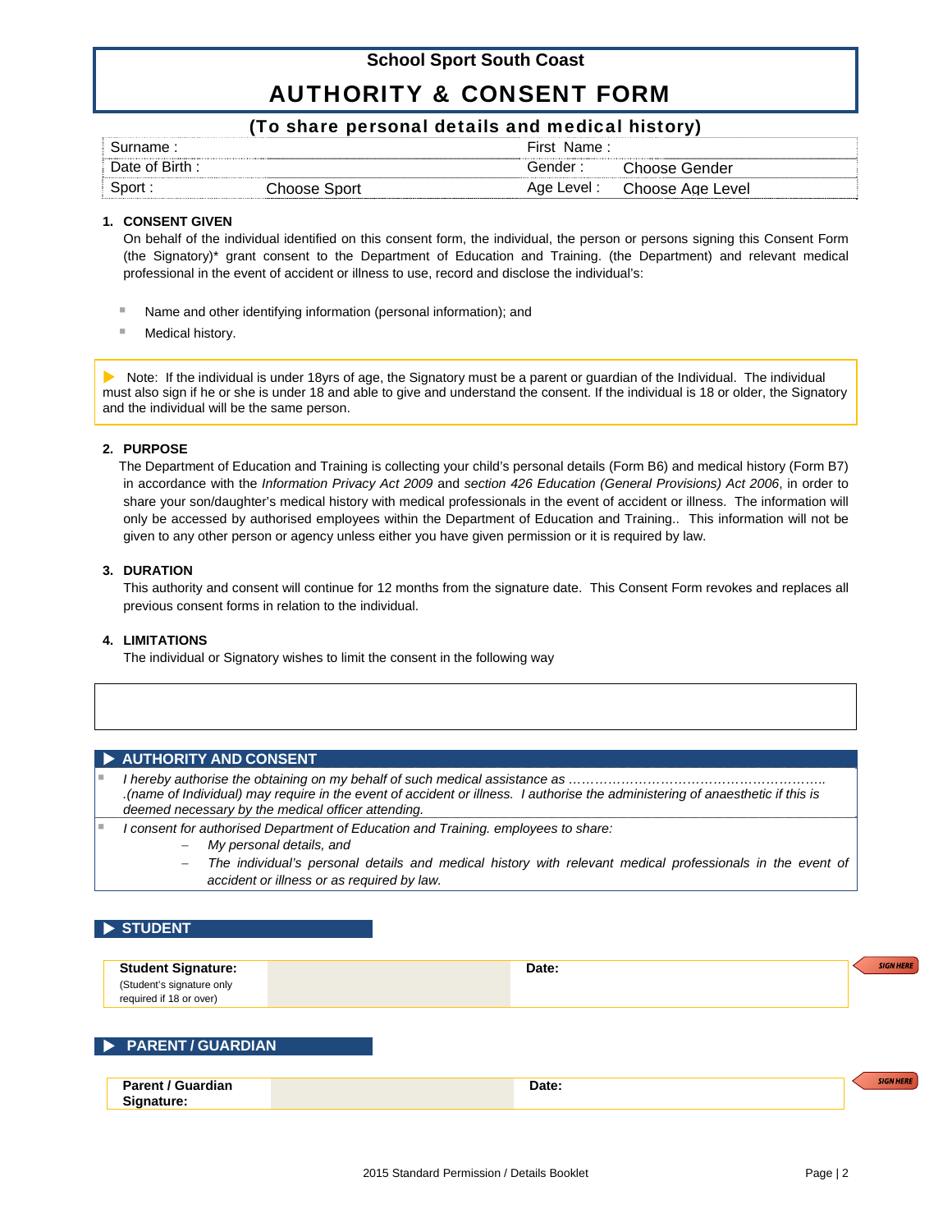School Sport South Coast

# AUTHORITY & CONSENT FORM

## (To share personal details and medical history)

| Surname : | | First Name : | |
|---|---|---|---|
| Date of Birth : | | Gender : | Choose Gender |
| Sport : | Choose Sport | Age Level : | Choose Age Level |

**1. CONSENT GIVEN**

On behalf of the individual identified on this consent form, the individual, the person or persons signing this Consent Form (the Signatory)* grant consent to the Department of Education and Training. (the Department) and relevant medical professional in the event of accident or illness to use, record and disclose the individual's:

- Name and other identifying information (personal information); and
- Medical history.

> Note: If the individual is under 18yrs of age, the Signatory must be a parent or guardian of the Individual. The individual must also sign if he or she is under 18 and able to give and understand the consent. If the individual is 18 or older, the Signatory and the individual will be the same person.

**2. PURPOSE**

The Department of Education and Training is collecting your child's personal details (Form B6) and medical history (Form B7) in accordance with the *Information Privacy Act 2009* and *section 426 Education (General Provisions) Act 2006*, in order to share your son/daughter's medical history with medical professionals in the event of accident or illness. The information will only be accessed by authorised employees within the Department of Education and Training.. This information will not be given to any other person or agency unless either you have given permission or it is required by law.

**3. DURATION**

This authority and consent will continue for 12 months from the signature date. This Consent Form revokes and replaces all previous consent forms in relation to the individual.

**4. LIMITATIONS**

The individual or Signatory wishes to limit the consent in the following way

**AUTHORITY AND CONSENT**

- *I hereby authorise the obtaining on my behalf of such medical assistance as …………………………………………………….. .(name of Individual) may require in the event of accident or illness. I authorise the administering of anaesthetic if this is deemed necessary by the medical officer attending.*
- *I consent for authorised Department of Education and Training. employees to share:*
  - *My personal details, and*
  - *The individual's personal details and medical history with relevant medical professionals in the event of accident or illness or as required by law.*

**STUDENT**

| **Student Signature:** (Student's signature only required if 18 or over) | | **Date:** | |
|---|---|---|---|

SIGN HERE

**PARENT / GUARDIAN**

| **Parent / Guardian Signature:** | | **Date:** | |
|---|---|---|---|

SIGN HERE

2015 Standard Permission / Details Booklet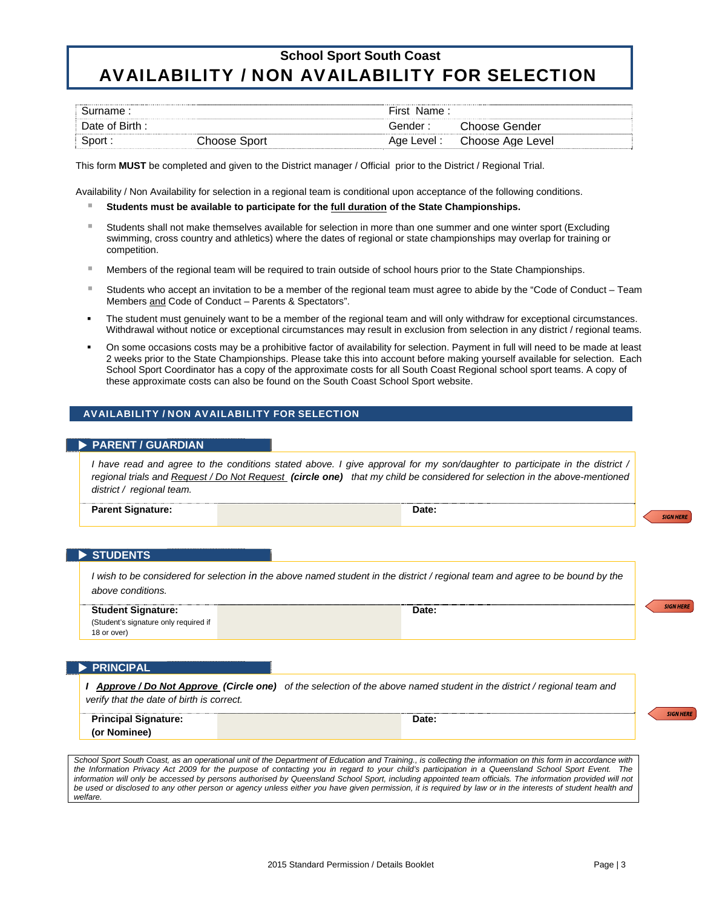# School Sport South Coast

# AVAILABILITY / NON AVAILABILITY FOR SELECTION

| Surname : | | First Name : | |
|---|---|---|---|
| Date of Birth : | | Gender : | Choose Gender |
| Sport : | Choose Sport | Age Level : | Choose Age Level |

This form **MUST** be completed and given to the District manager / Official prior to the District / Regional Trial.

Availability / Non Availability for selection in a regional team is conditional upon acceptance of the following conditions.

- **Students must be available to participate for the full duration of the State Championships.**
- Students shall not make themselves available for selection in more than one summer and one winter sport (Excluding swimming, cross country and athletics) where the dates of regional or state championships may overlap for training or competition.
- Members of the regional team will be required to train outside of school hours prior to the State Championships.
- Students who accept an invitation to be a member of the regional team must agree to abide by the "Code of Conduct – Team Members and Code of Conduct – Parents & Spectators".
- The student must genuinely want to be a member of the regional team and will only withdraw for exceptional circumstances. Withdrawal without notice or exceptional circumstances may result in exclusion from selection in any district / regional teams.
- On some occasions costs may be a prohibitive factor of availability for selection. Payment in full will need to be made at least 2 weeks prior to the State Championships. Please take this into account before making yourself available for selection. Each School Sport Coordinator has a copy of the approximate costs for all South Coast Regional school sport teams. A copy of these approximate costs can also be found on the South Coast School Sport website.

## AVAILABILITY / NON AVAILABILITY FOR SELECTION

### ▶ PARENT / GUARDIAN

*I have read and agree to the conditions stated above. I give approval for my son/daughter to participate in the district / regional trials and Request / Do Not Request **(circle one)** that my child be considered for selection in the above-mentioned district / regional team.*

| **Parent Signature:** | | **Date:** | |
|---|---|---|---|

SIGN HERE

### ▶ STUDENTS

*I wish to be considered for selection in the above named student in the district / regional team and agree to be bound by the above conditions.*

| **Student Signature:** (Student's signature only required if 18 or over) | | **Date:** | |
|---|---|---|---|

SIGN HERE

### ▶ PRINCIPAL

***I Approve / Do Not Approve (Circle one)*** *of the selection of the above named student in the district / regional team and verify that the date of birth is correct.*

| **Principal Signature: (or Nominee)** | | **Date:** | |
|---|---|---|---|

SIGN HERE

*School Sport South Coast, as an operational unit of the Department of Education and Training., is collecting the information on this form in accordance with the Information Privacy Act 2009 for the purpose of contacting you in regard to your child's participation in a Queensland School Sport Event. The information will only be accessed by persons authorised by Queensland School Sport, including appointed team officials. The information provided will not be used or disclosed to any other person or agency unless either you have given permission, it is required by law or in the interests of student health and welfare.*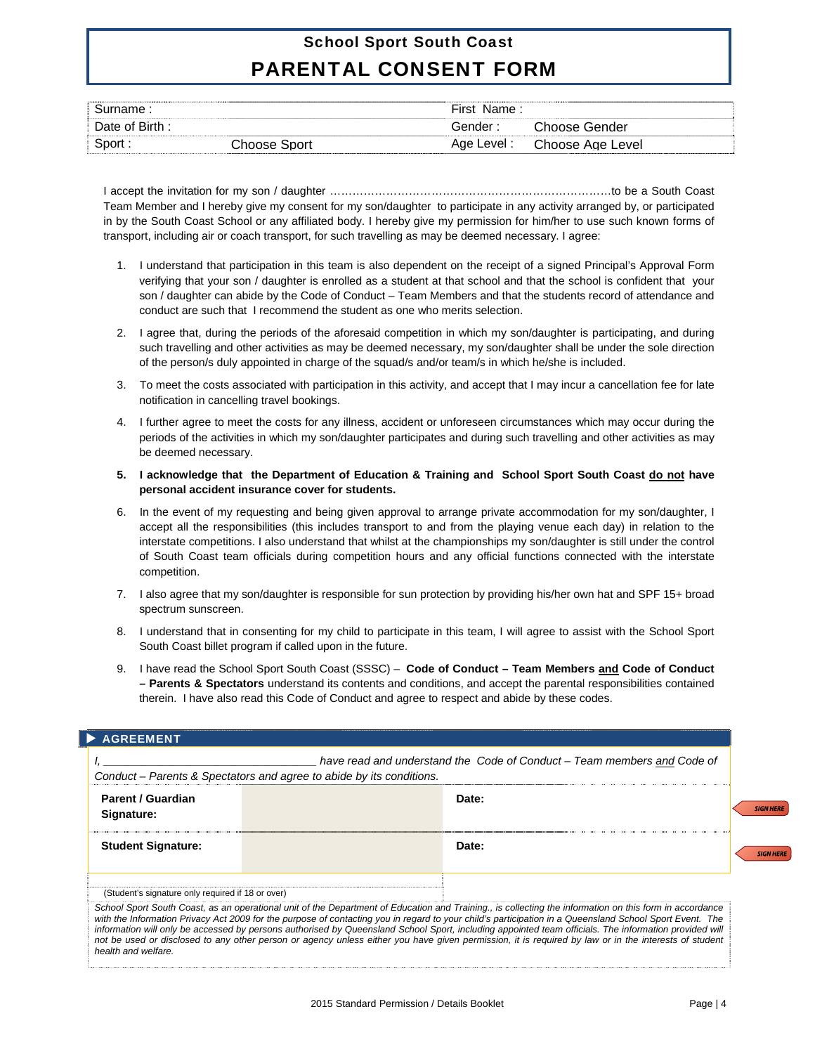## School Sport South Coast

# PARENTAL CONSENT FORM

| Surname : | | First Name : | |
|---|---|---|---|
| Date of Birth : | | Gender : | Choose Gender |
| Sport : | Choose Sport | Age Level : | Choose Age Level |

I accept the invitation for my son / daughter ……………………………………………………………….to be a South Coast Team Member and I hereby give my consent for my son/daughter to participate in any activity arranged by, or participated in by the South Coast School or any affiliated body. I hereby give my permission for him/her to use such known forms of transport, including air or coach transport, for such travelling as may be deemed necessary. I agree:

1. I understand that participation in this team is also dependent on the receipt of a signed Principal's Approval Form verifying that your son / daughter is enrolled as a student at that school and that the school is confident that your son / daughter can abide by the Code of Conduct – Team Members and that the students record of attendance and conduct are such that I recommend the student as one who merits selection.
2. I agree that, during the periods of the aforesaid competition in which my son/daughter is participating, and during such travelling and other activities as may be deemed necessary, my son/daughter shall be under the sole direction of the person/s duly appointed in charge of the squad/s and/or team/s in which he/she is included.
3. To meet the costs associated with participation in this activity, and accept that I may incur a cancellation fee for late notification in cancelling travel bookings.
4. I further agree to meet the costs for any illness, accident or unforeseen circumstances which may occur during the periods of the activities in which my son/daughter participates and during such travelling and other activities as may be deemed necessary.
5. **I acknowledge that the Department of Education & Training and School Sport South Coast <u>do not</u> have personal accident insurance cover for students.**
6. In the event of my requesting and being given approval to arrange private accommodation for my son/daughter, I accept all the responsibilities (this includes transport to and from the playing venue each day) in relation to the interstate competitions. I also understand that whilst at the championships my son/daughter is still under the control of South Coast team officials during competition hours and any official functions connected with the interstate competition.
7. I also agree that my son/daughter is responsible for sun protection by providing his/her own hat and SPF 15+ broad spectrum sunscreen.
8. I understand that in consenting for my child to participate in this team, I will agree to assist with the School Sport South Coast billet program if called upon in the future.
9. I have read the School Sport South Coast (SSSC) – **Code of Conduct – Team Members <u>and</u> Code of Conduct – Parents & Spectators** understand its contents and conditions, and accept the parental responsibilities contained therein. I have also read this Code of Conduct and agree to respect and abide by these codes.

### AGREEMENT

*I, ________________________________ have read and understand the Code of Conduct – Team members <u>and</u> Code of Conduct – Parents & Spectators and agree to abide by its conditions.*

| | | | |
|---|---|---|---|
| **Parent / Guardian Signature:** | | **Date:** | SIGN HERE |
| **Student Signature:** | | **Date:** | SIGN HERE |

(Student's signature only required if 18 or over)

*School Sport South Coast, as an operational unit of the Department of Education and Training., is collecting the information on this form in accordance with the Information Privacy Act 2009 for the purpose of contacting you in regard to your child's participation in a Queensland School Sport Event. The information will only be accessed by persons authorised by Queensland School Sport, including appointed team officials. The information provided will not be used or disclosed to any other person or agency unless either you have given permission, it is required by law or in the interests of student health and welfare.*

2015 Standard Permission / Details Booklet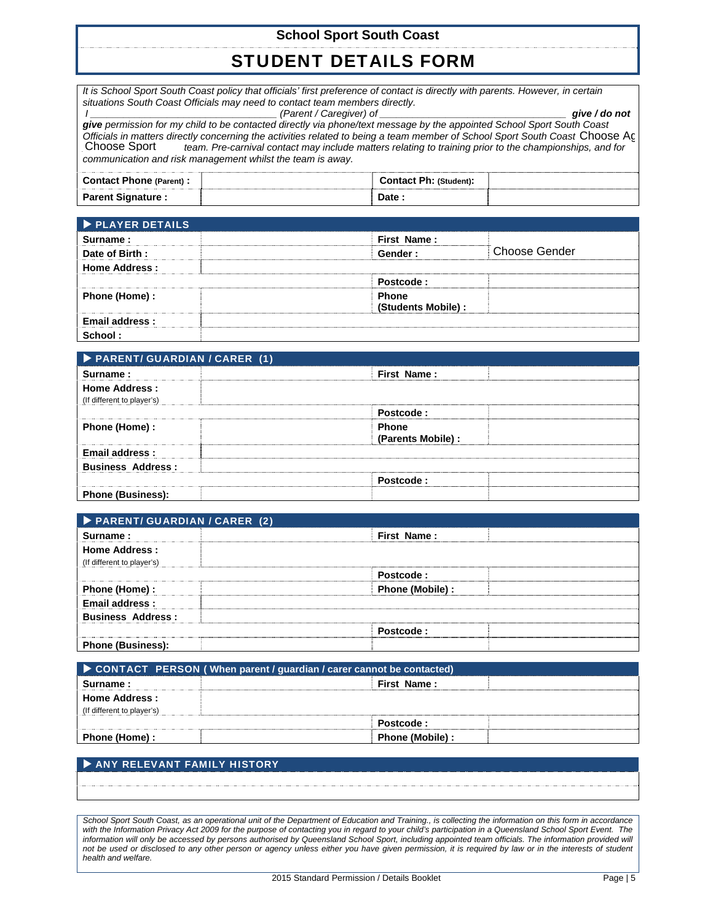**School Sport South Coast**

# STUDENT DETAILS FORM

*It is School Sport South Coast policy that officials' first preference of contact is directly with parents. However, in certain situations South Coast Officials may need to contact team members directly.*

*I \_\_\_\_\_\_\_\_\_\_\_\_\_\_\_\_\_\_\_\_\_\_\_\_\_\_\_\_\_\_\_\_\_ (Parent / Caregiver) of \_\_\_\_\_\_\_\_\_\_\_\_\_\_\_\_\_\_\_\_\_\_\_\_\_\_\_\_\_\_\_\_\_* ***give / do not give*** *permission for my child to be contacted directly via phone/text message by the appointed School Sport South Coast Officials in matters directly concerning the activities related to being a team member of School Sport South Coast* Choose Ag Choose Sport *team. Pre-carnival contact may include matters relating to training prior to the championships, and for communication and risk management whilst the team is away.*

| **Contact Phone (Parent) :** | | **Contact Ph: (Student):** | |
|---|---|---|---|
| **Parent Signature :** | | **Date :** | |

## ▶ PLAYER DETAILS

| **Surname :** | | **First Name :** | |
|---|---|---|---|
| **Date of Birth :** | | **Gender :** | Choose Gender |
| **Home Address :** | | | |
| | | **Postcode :** | |
| **Phone (Home) :** | | **Phone (Students Mobile) :** | |
| **Email address :** | | | |
| **School :** | | | |

## ▶ PARENT/ GUARDIAN / CARER (1)

| **Surname :** | | **First Name :** | |
|---|---|---|---|
| **Home Address :** (If different to player's) | | | |
| | | **Postcode :** | |
| **Phone (Home) :** | | **Phone (Parents Mobile) :** | |
| **Email address :** | | | |
| **Business Address :** | | | |
| | | **Postcode :** | |
| **Phone (Business):** | | | |

## ▶ PARENT/ GUARDIAN / CARER (2)

| **Surname :** | | **First Name :** | |
|---|---|---|---|
| **Home Address :** (If different to player's) | | | |
| | | **Postcode :** | |
| **Phone (Home) :** | | **Phone (Mobile) :** | |
| **Email address :** | | | |
| **Business Address :** | | | |
| | | **Postcode :** | |
| **Phone (Business):** | | | |

## ▶ CONTACT PERSON ( When parent / guardian / carer cannot be contacted)

| **Surname :** | | **First Name :** | |
|---|---|---|---|
| **Home Address :** (If different to player's) | | | |
| | | **Postcode :** | |
| **Phone (Home) :** | | **Phone (Mobile) :** | |

## ▶ ANY RELEVANT FAMILY HISTORY

*School Sport South Coast, as an operational unit of the Department of Education and Training., is collecting the information on this form in accordance with the Information Privacy Act 2009 for the purpose of contacting you in regard to your child's participation in a Queensland School Sport Event. The information will only be accessed by persons authorised by Queensland School Sport, including appointed team officials. The information provided will not be used or disclosed to any other person or agency unless either you have given permission, it is required by law or in the interests of student health and welfare.*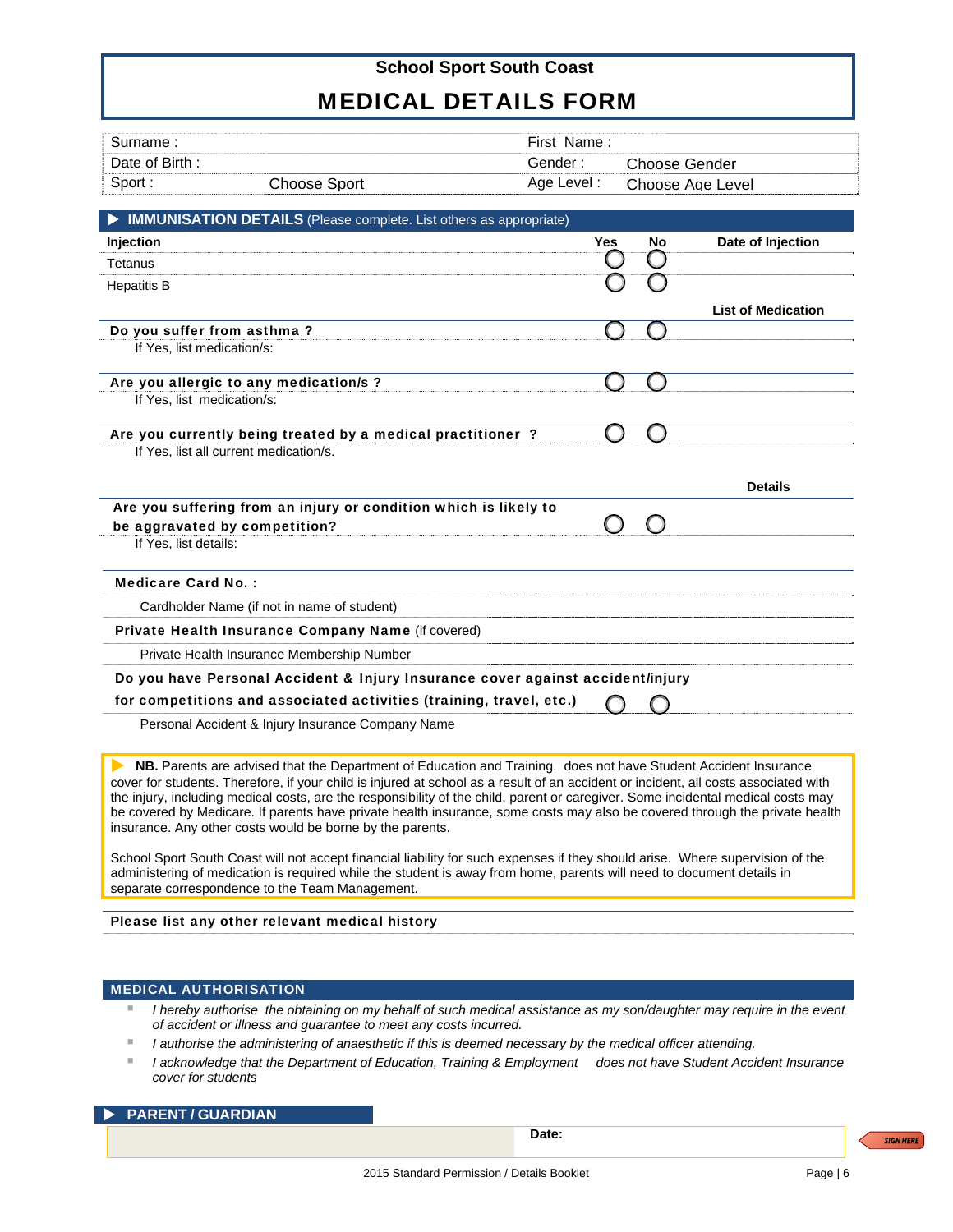# School Sport South Coast

## MEDICAL DETAILS FORM

| Surname : | | First Name : | |
|---|---|---|---|
| Date of Birth : | | Gender : | Choose Gender |
| Sport : | Choose Sport | Age Level : | Choose Age Level |

## ▶ IMMUNISATION DETAILS (Please complete. List others as appropriate)

| Injection | Yes | No | Date of Injection |
|---|---|---|---|
| Tetanus | ○ | ○ | |
| Hepatitis B | ○ | ○ | |

| | Yes | No | List of Medication |
|---|---|---|---|
| **Do you suffer from asthma ?** If Yes, list medication/s: | ○ | ○ | |
| **Are you allergic to any medication/s ?** If Yes, list medication/s: | ○ | ○ | |
| **Are you currently being treated by a medical practitioner ?** If Yes, list all current medication/s. | ○ | ○ | |

| | Yes | No | Details |
|---|---|---|---|
| **Are you suffering from an injury or condition which is likely to be aggravated by competition?** If Yes, list details: | ○ | ○ | |

**Medicare Card No. :**

Cardholder Name (if not in name of student)

**Private Health Insurance Company Name** (if covered)

Private Health Insurance Membership Number

**Do you have Personal Accident & Injury Insurance cover against accident/injury for competitions and associated activities (training, travel, etc.)** ○ ○

Personal Accident & Injury Insurance Company Name

▶ **NB.** Parents are advised that the Department of Education and Training. does not have Student Accident Insurance cover for students. Therefore, if your child is injured at school as a result of an accident or incident, all costs associated with the injury, including medical costs, are the responsibility of the child, parent or caregiver. Some incidental medical costs may be covered by Medicare. If parents have private health insurance, some costs may also be covered through the private health insurance. Any other costs would be borne by the parents.

School Sport South Coast will not accept financial liability for such expenses if they should arise. Where supervision of the administering of medication is required while the student is away from home, parents will need to document details in separate correspondence to the Team Management.

**Please list any other relevant medical history**

## MEDICAL AUTHORISATION

- *I hereby authorise the obtaining on my behalf of such medical assistance as my son/daughter may require in the event of accident or illness and guarantee to meet any costs incurred.*
- *I authorise the administering of anaesthetic if this is deemed necessary by the medical officer attending.*
- *I acknowledge that the Department of Education, Training & Employment does not have Student Accident Insurance cover for students*

## ▶ PARENT / GUARDIAN

| | Date: |
|---|---|
| | |

SIGN HERE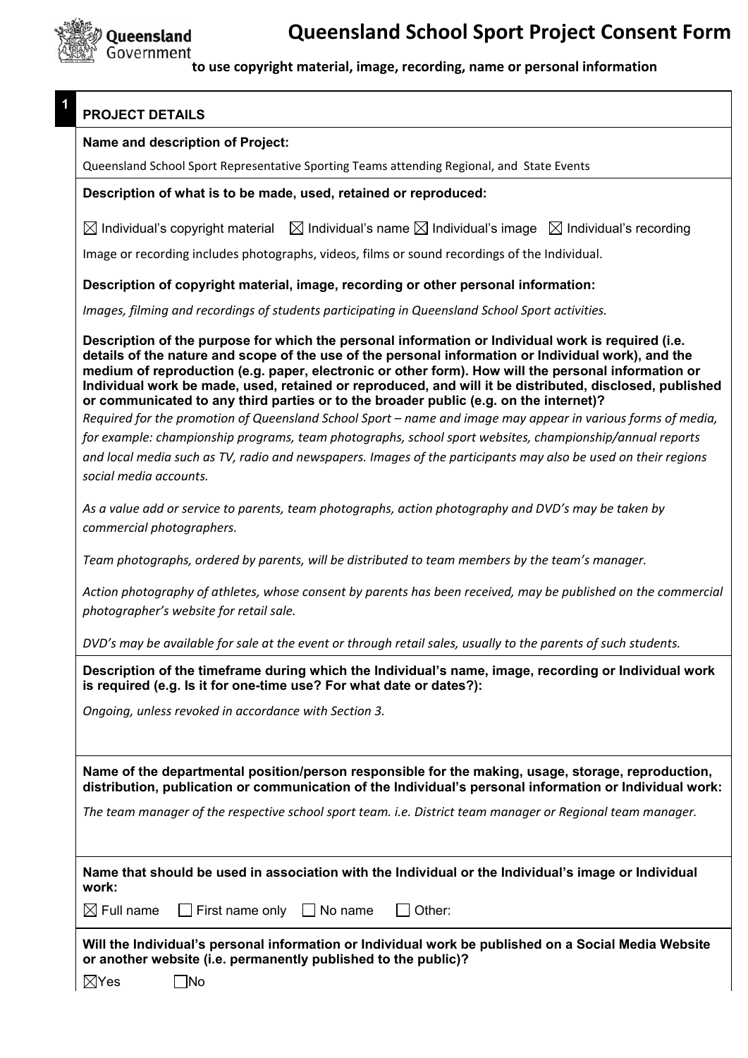# Queensland School Sport Project Consent Form

**to use copyright material, image, recording, name or personal information**

## 1 PROJECT DETAILS

**Name and description of Project:**

Queensland School Sport Representative Sporting Teams attending Regional, and State Events

**Description of what is to be made, used, retained or reproduced:**

☒ Individual's copyright material ☒ Individual's name ☒ Individual's image ☒ Individual's recording

Image or recording includes photographs, videos, films or sound recordings of the Individual.

**Description of copyright material, image, recording or other personal information:**

*Images, filming and recordings of students participating in Queensland School Sport activities.*

**Description of the purpose for which the personal information or Individual work is required (i.e. details of the nature and scope of the use of the personal information or Individual work), and the medium of reproduction (e.g. paper, electronic or other form). How will the personal information or Individual work be made, used, retained or reproduced, and will it be distributed, disclosed, published or communicated to any third parties or to the broader public (e.g. on the internet)?**

*Required for the promotion of Queensland School Sport – name and image may appear in various forms of media, for example: championship programs, team photographs, school sport websites, championship/annual reports and local media such as TV, radio and newspapers. Images of the participants may also be used on their regions social media accounts.*

*As a value add or service to parents, team photographs, action photography and DVD's may be taken by commercial photographers.*

*Team photographs, ordered by parents, will be distributed to team members by the team's manager.*

*Action photography of athletes, whose consent by parents has been received, may be published on the commercial photographer's website for retail sale.*

*DVD's may be available for sale at the event or through retail sales, usually to the parents of such students.*

**Description of the timeframe during which the Individual's name, image, recording or Individual work is required (e.g. Is it for one-time use? For what date or dates?):**

*Ongoing, unless revoked in accordance with Section 3.*

**Name of the departmental position/person responsible for the making, usage, storage, reproduction, distribution, publication or communication of the Individual's personal information or Individual work:**

*The team manager of the respective school sport team. i.e. District team manager or Regional team manager.*

**Name that should be used in association with the Individual or the Individual's image or Individual work:**

☒ Full name ☐ First name only ☐ No name ☐ Other:

**Will the Individual's personal information or Individual work be published on a Social Media Website or another website (i.e. permanently published to the public)?**

☒Yes ☐No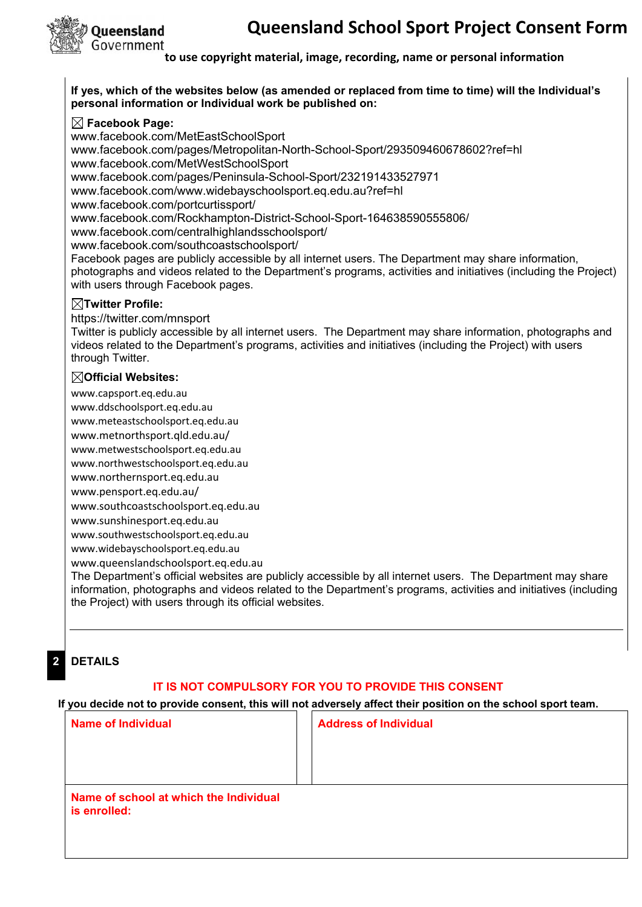# Queensland School Sport Project Consent Form

**to use copyright material, image, recording, name or personal information**

**If yes, which of the websites below (as amended or replaced from time to time) will the Individual's personal information or Individual work be published on:**

☒ **Facebook Page:**
www.facebook.com/MetEastSchoolSport
www.facebook.com/pages/Metropolitan-North-School-Sport/293509460678602?ref=hl
www.facebook.com/MetWestSchoolSport
www.facebook.com/pages/Peninsula-School-Sport/232191433527971
www.facebook.com/www.widebayschoolsport.eq.edu.au?ref=hl
www.facebook.com/portcurtissport/
www.facebook.com/Rockhampton-District-School-Sport-164638590555806/
www.facebook.com/centralhighlandsschoolsport/
www.facebook.com/southcoastschoolsport/
Facebook pages are publicly accessible by all internet users. The Department may share information, photographs and videos related to the Department's programs, activities and initiatives (including the Project) with users through Facebook pages.

☒ **Twitter Profile:**
https://twitter.com/mnsport
Twitter is publicly accessible by all internet users. The Department may share information, photographs and videos related to the Department's programs, activities and initiatives (including the Project) with users through Twitter.

☒ **Official Websites:**
www.capsport.eq.edu.au
www.ddschoolsport.eq.edu.au
www.meteastschoolsport.eq.edu.au
www.metnorthsport.qld.edu.au/
www.metwestschoolsport.eq.edu.au
www.northwestschoolsport.eq.edu.au
www.northernsport.eq.edu.au
www.pensport.eq.edu.au/
www.southcoastschoolsport.eq.edu.au
www.sunshinesport.eq.edu.au
www.southwestschoolsport.eq.edu.au
www.widebayschoolsport.eq.edu.au
www.queenslandschoolsport.eq.edu.au
The Department's official websites are publicly accessible by all internet users. The Department may share information, photographs and videos related to the Department's programs, activities and initiatives (including the Project) with users through its official websites.

## 2 DETAILS

**IT IS NOT COMPULSORY FOR YOU TO PROVIDE THIS CONSENT**

**If you decide not to provide consent, this will not adversely affect their position on the school sport team.**

| **Name of Individual** | **Address of Individual** |
| --- | --- |
| | |
| **Name of school at which the Individual is enrolled:** | |
| | |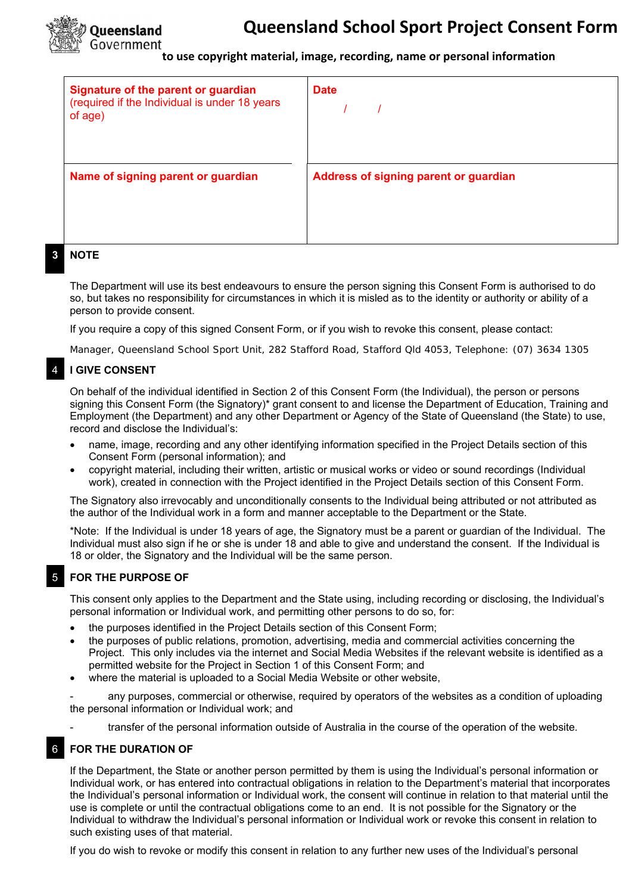# Queensland School Sport Project Consent Form

**to use copyright material, image, recording, name or personal information**

| **Signature of the parent or guardian** (required if the Individual is under 18 years of age) | **Date** / / |
| --- | --- |
| **Name of signing parent or guardian** | **Address of signing parent or guardian** |

## 3 NOTE

The Department will use its best endeavours to ensure the person signing this Consent Form is authorised to do so, but takes no responsibility for circumstances in which it is misled as to the identity or authority or ability of a person to provide consent.

If you require a copy of this signed Consent Form, or if you wish to revoke this consent, please contact:

Manager, Queensland School Sport Unit, 282 Stafford Road, Stafford Qld 4053, Telephone: (07) 3634 1305

## 4 I GIVE CONSENT

On behalf of the individual identified in Section 2 of this Consent Form (the Individual), the person or persons signing this Consent Form (the Signatory)* grant consent to and license the Department of Education, Training and Employment (the Department) and any other Department or Agency of the State of Queensland (the State) to use, record and disclose the Individual's:

- name, image, recording and any other identifying information specified in the Project Details section of this Consent Form (personal information); and
- copyright material, including their written, artistic or musical works or video or sound recordings (Individual work), created in connection with the Project identified in the Project Details section of this Consent Form.

The Signatory also irrevocably and unconditionally consents to the Individual being attributed or not attributed as the author of the Individual work in a form and manner acceptable to the Department or the State.

*Note: If the Individual is under 18 years of age, the Signatory must be a parent or guardian of the Individual. The Individual must also sign if he or she is under 18 and able to give and understand the consent. If the Individual is 18 or older, the Signatory and the Individual will be the same person.

## 5 FOR THE PURPOSE OF

This consent only applies to the Department and the State using, including recording or disclosing, the Individual's personal information or Individual work, and permitting other persons to do so, for:

- the purposes identified in the Project Details section of this Consent Form;
- the purposes of public relations, promotion, advertising, media and commercial activities concerning the Project. This only includes via the internet and Social Media Websites if the relevant website is identified as a permitted website for the Project in Section 1 of this Consent Form; and
- where the material is uploaded to a Social Media Website or other website,

- any purposes, commercial or otherwise, required by operators of the websites as a condition of uploading the personal information or Individual work; and

- transfer of the personal information outside of Australia in the course of the operation of the website.

## 6 FOR THE DURATION OF

If the Department, the State or another person permitted by them is using the Individual's personal information or Individual work, or has entered into contractual obligations in relation to the Department's material that incorporates the Individual's personal information or Individual work, the consent will continue in relation to that material until the use is complete or until the contractual obligations come to an end. It is not possible for the Signatory or the Individual to withdraw the Individual's personal information or Individual work or revoke this consent in relation to such existing uses of that material.

If you do wish to revoke or modify this consent in relation to any further new uses of the Individual's personal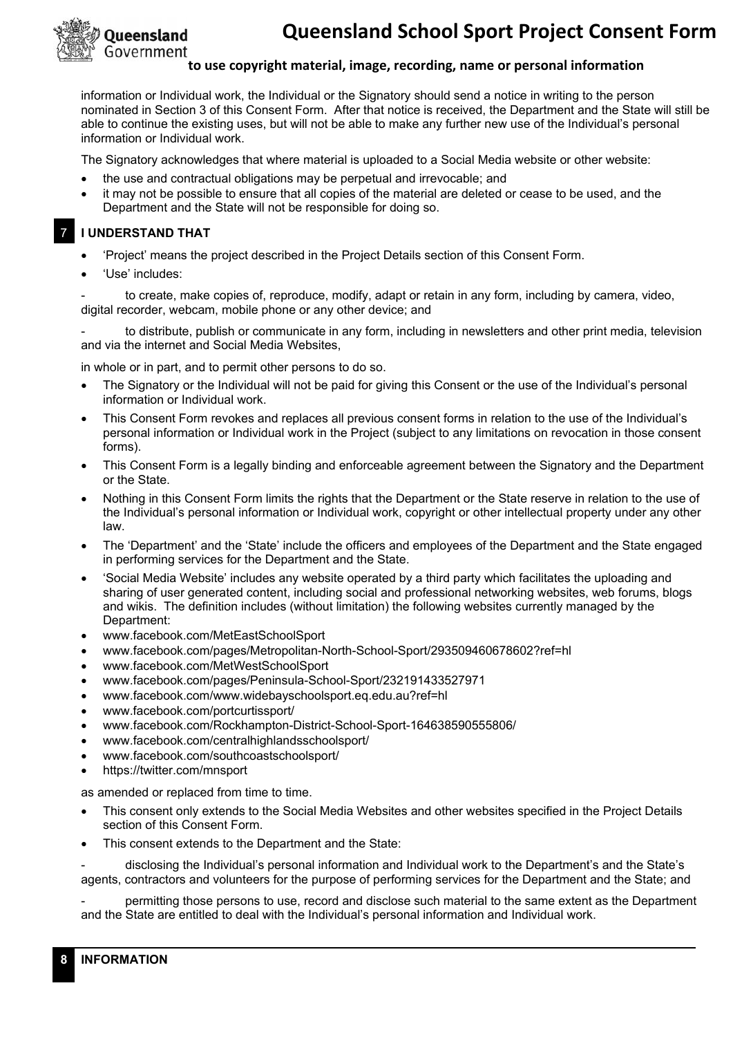information or Individual work, the Individual or the Signatory should send a notice in writing to the person nominated in Section 3 of this Consent Form. After that notice is received, the Department and the State will still be able to continue the existing uses, but will not be able to make any further new use of the Individual's personal information or Individual work.

The Signatory acknowledges that where material is uploaded to a Social Media website or other website:

- the use and contractual obligations may be perpetual and irrevocable; and
- it may not be possible to ensure that all copies of the material are deleted or cease to be used, and the Department and the State will not be responsible for doing so.

## 7 I UNDERSTAND THAT

- 'Project' means the project described in the Project Details section of this Consent Form.
- 'Use' includes:

- to create, make copies of, reproduce, modify, adapt or retain in any form, including by camera, video, digital recorder, webcam, mobile phone or any other device; and

- to distribute, publish or communicate in any form, including in newsletters and other print media, television and via the internet and Social Media Websites,

in whole or in part, and to permit other persons to do so.

- The Signatory or the Individual will not be paid for giving this Consent or the use of the Individual's personal information or Individual work.
- This Consent Form revokes and replaces all previous consent forms in relation to the use of the Individual's personal information or Individual work in the Project (subject to any limitations on revocation in those consent forms).
- This Consent Form is a legally binding and enforceable agreement between the Signatory and the Department or the State.
- Nothing in this Consent Form limits the rights that the Department or the State reserve in relation to the use of the Individual's personal information or Individual work, copyright or other intellectual property under any other law.
- The 'Department' and the 'State' include the officers and employees of the Department and the State engaged in performing services for the Department and the State.
- 'Social Media Website' includes any website operated by a third party which facilitates the uploading and sharing of user generated content, including social and professional networking websites, web forums, blogs and wikis. The definition includes (without limitation) the following websites currently managed by the Department:
- www.facebook.com/MetEastSchoolSport
- www.facebook.com/pages/Metropolitan-North-School-Sport/293509460678602?ref=hl
- www.facebook.com/MetWestSchoolSport
- www.facebook.com/pages/Peninsula-School-Sport/232191433527971
- www.facebook.com/www.widebayschoolsport.eq.edu.au?ref=hl
- www.facebook.com/portcurtissport/
- www.facebook.com/Rockhampton-District-School-Sport-164638590555806/
- www.facebook.com/centralhighlandsschoolsport/
- www.facebook.com/southcoastschoolsport/
- https://twitter.com/mnsport

as amended or replaced from time to time.

- This consent only extends to the Social Media Websites and other websites specified in the Project Details section of this Consent Form.
- This consent extends to the Department and the State:

- disclosing the Individual's personal information and Individual work to the Department's and the State's agents, contractors and volunteers for the purpose of performing services for the Department and the State; and

- permitting those persons to use, record and disclose such material to the same extent as the Department and the State are entitled to deal with the Individual's personal information and Individual work.

## 8 INFORMATION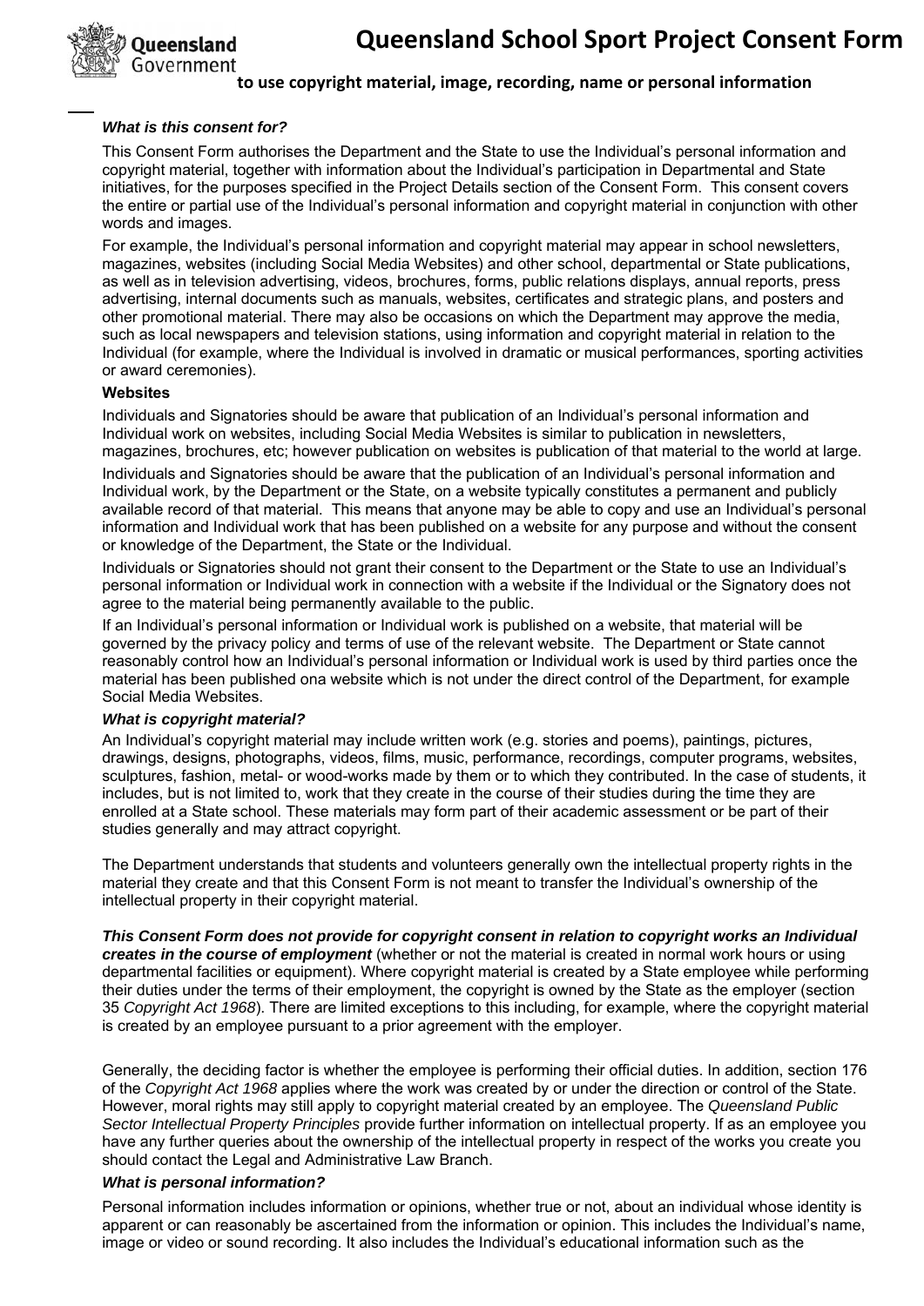# Queensland School Sport Project Consent Form

**to use copyright material, image, recording, name or personal information**

***What is this consent for?***

This Consent Form authorises the Department and the State to use the Individual's personal information and copyright material, together with information about the Individual's participation in Departmental and State initiatives, for the purposes specified in the Project Details section of the Consent Form. This consent covers the entire or partial use of the Individual's personal information and copyright material in conjunction with other words and images.

For example, the Individual's personal information and copyright material may appear in school newsletters, magazines, websites (including Social Media Websites) and other school, departmental or State publications, as well as in television advertising, videos, brochures, forms, public relations displays, annual reports, press advertising, internal documents such as manuals, websites, certificates and strategic plans, and posters and other promotional material. There may also be occasions on which the Department may approve the media, such as local newspapers and television stations, using information and copyright material in relation to the Individual (for example, where the Individual is involved in dramatic or musical performances, sporting activities or award ceremonies).

**Websites**

Individuals and Signatories should be aware that publication of an Individual's personal information and Individual work on websites, including Social Media Websites is similar to publication in newsletters, magazines, brochures, etc; however publication on websites is publication of that material to the world at large.

Individuals and Signatories should be aware that the publication of an Individual's personal information and Individual work, by the Department or the State, on a website typically constitutes a permanent and publicly available record of that material. This means that anyone may be able to copy and use an Individual's personal information and Individual work that has been published on a website for any purpose and without the consent or knowledge of the Department, the State or the Individual.

Individuals or Signatories should not grant their consent to the Department or the State to use an Individual's personal information or Individual work in connection with a website if the Individual or the Signatory does not agree to the material being permanently available to the public.

If an Individual's personal information or Individual work is published on a website, that material will be governed by the privacy policy and terms of use of the relevant website. The Department or State cannot reasonably control how an Individual's personal information or Individual work is used by third parties once the material has been published ona website which is not under the direct control of the Department, for example Social Media Websites.

***What is copyright material?***

An Individual's copyright material may include written work (e.g. stories and poems), paintings, pictures, drawings, designs, photographs, videos, films, music, performance, recordings, computer programs, websites, sculptures, fashion, metal- or wood-works made by them or to which they contributed. In the case of students, it includes, but is not limited to, work that they create in the course of their studies during the time they are enrolled at a State school. These materials may form part of their academic assessment or be part of their studies generally and may attract copyright.

The Department understands that students and volunteers generally own the intellectual property rights in the material they create and that this Consent Form is not meant to transfer the Individual's ownership of the intellectual property in their copyright material.

***This Consent Form does not provide for copyright consent in relation to copyright works an Individual creates in the course of employment*** (whether or not the material is created in normal work hours or using departmental facilities or equipment). Where copyright material is created by a State employee while performing their duties under the terms of their employment, the copyright is owned by the State as the employer (section 35 *Copyright Act 1968*). There are limited exceptions to this including, for example, where the copyright material is created by an employee pursuant to a prior agreement with the employer.

Generally, the deciding factor is whether the employee is performing their official duties. In addition, section 176 of the *Copyright Act 1968* applies where the work was created by or under the direction or control of the State. However, moral rights may still apply to copyright material created by an employee. The *Queensland Public Sector Intellectual Property Principles* provide further information on intellectual property. If as an employee you have any further queries about the ownership of the intellectual property in respect of the works you create you should contact the Legal and Administrative Law Branch.

***What is personal information?***

Personal information includes information or opinions, whether true or not, about an individual whose identity is apparent or can reasonably be ascertained from the information or opinion. This includes the Individual's name, image or video or sound recording. It also includes the Individual's educational information such as the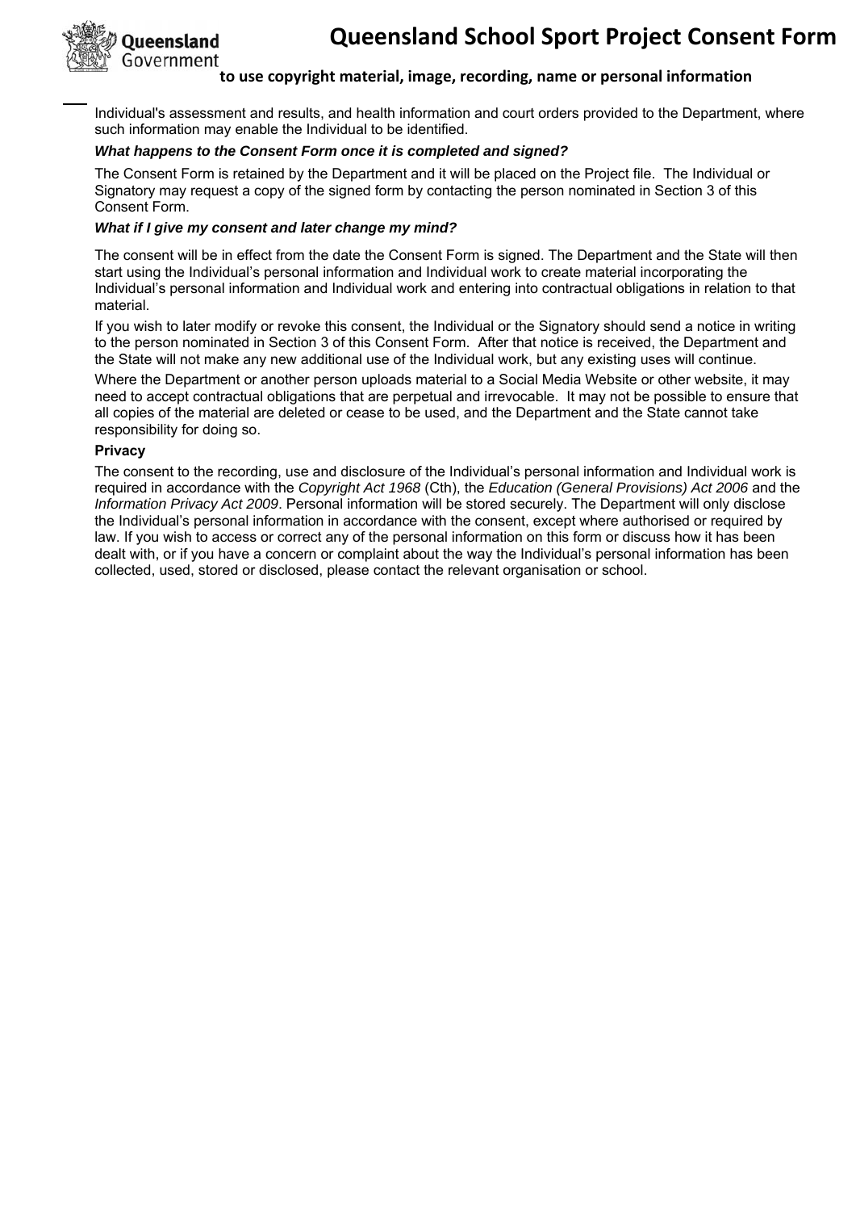Individual's assessment and results, and health information and court orders provided to the Department, where such information may enable the Individual to be identified.

***What happens to the Consent Form once it is completed and signed?***

The Consent Form is retained by the Department and it will be placed on the Project file. The Individual or Signatory may request a copy of the signed form by contacting the person nominated in Section 3 of this Consent Form.

***What if I give my consent and later change my mind?***

The consent will be in effect from the date the Consent Form is signed. The Department and the State will then start using the Individual's personal information and Individual work to create material incorporating the Individual's personal information and Individual work and entering into contractual obligations in relation to that material.

If you wish to later modify or revoke this consent, the Individual or the Signatory should send a notice in writing to the person nominated in Section 3 of this Consent Form. After that notice is received, the Department and the State will not make any new additional use of the Individual work, but any existing uses will continue.

Where the Department or another person uploads material to a Social Media Website or other website, it may need to accept contractual obligations that are perpetual and irrevocable. It may not be possible to ensure that all copies of the material are deleted or cease to be used, and the Department and the State cannot take responsibility for doing so.

**Privacy**

The consent to the recording, use and disclosure of the Individual's personal information and Individual work is required in accordance with the *Copyright Act 1968* (Cth), the *Education (General Provisions) Act 2006* and the *Information Privacy Act 2009*. Personal information will be stored securely. The Department will only disclose the Individual's personal information in accordance with the consent, except where authorised or required by law. If you wish to access or correct any of the personal information on this form or discuss how it has been dealt with, or if you have a concern or complaint about the way the Individual's personal information has been collected, used, stored or disclosed, please contact the relevant organisation or school.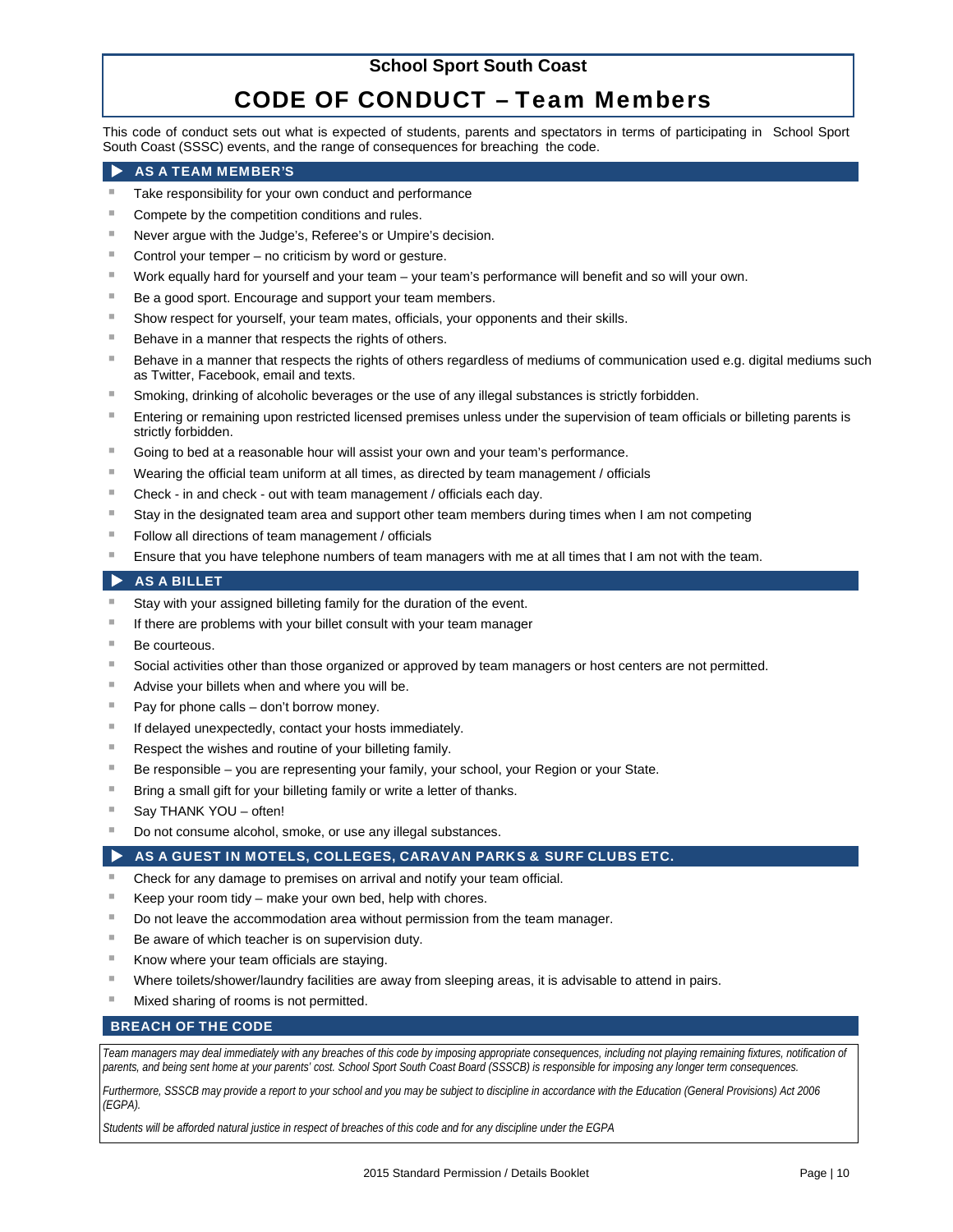**School Sport South Coast**

# CODE OF CONDUCT – Team Members

This code of conduct sets out what is expected of students, parents and spectators in terms of participating in School Sport South Coast (SSSC) events, and the range of consequences for breaching the code.

## AS A TEAM MEMBER'S

- Take responsibility for your own conduct and performance
- Compete by the competition conditions and rules.
- Never argue with the Judge's, Referee's or Umpire's decision.
- Control your temper – no criticism by word or gesture.
- Work equally hard for yourself and your team – your team's performance will benefit and so will your own.
- Be a good sport. Encourage and support your team members.
- Show respect for yourself, your team mates, officials, your opponents and their skills.
- Behave in a manner that respects the rights of others.
- Behave in a manner that respects the rights of others regardless of mediums of communication used e.g. digital mediums such as Twitter, Facebook, email and texts.
- Smoking, drinking of alcoholic beverages or the use of any illegal substances is strictly forbidden.
- Entering or remaining upon restricted licensed premises unless under the supervision of team officials or billeting parents is strictly forbidden.
- Going to bed at a reasonable hour will assist your own and your team's performance.
- Wearing the official team uniform at all times, as directed by team management / officials
- Check - in and check - out with team management / officials each day.
- Stay in the designated team area and support other team members during times when I am not competing
- Follow all directions of team management / officials
- Ensure that you have telephone numbers of team managers with me at all times that I am not with the team.

## AS A BILLET

- Stay with your assigned billeting family for the duration of the event.
- If there are problems with your billet consult with your team manager
- Be courteous.
- Social activities other than those organized or approved by team managers or host centers are not permitted.
- Advise your billets when and where you will be.
- Pay for phone calls – don't borrow money.
- If delayed unexpectedly, contact your hosts immediately.
- Respect the wishes and routine of your billeting family.
- Be responsible – you are representing your family, your school, your Region or your State.
- Bring a small gift for your billeting family or write a letter of thanks.
- Say THANK YOU – often!
- Do not consume alcohol, smoke, or use any illegal substances.

## AS A GUEST IN MOTELS, COLLEGES, CARAVAN PARKS & SURF CLUBS ETC.

- Check for any damage to premises on arrival and notify your team official.
- Keep your room tidy – make your own bed, help with chores.
- Do not leave the accommodation area without permission from the team manager.
- Be aware of which teacher is on supervision duty.
- Know where your team officials are staying.
- Where toilets/shower/laundry facilities are away from sleeping areas, it is advisable to attend in pairs.
- Mixed sharing of rooms is not permitted.

## BREACH OF THE CODE

*Team managers may deal immediately with any breaches of this code by imposing appropriate consequences, including not playing remaining fixtures, notification of parents, and being sent home at your parents' cost. School Sport South Coast Board (SSSCB) is responsible for imposing any longer term consequences.*

*Furthermore, SSSCB may provide a report to your school and you may be subject to discipline in accordance with the Education (General Provisions) Act 2006 (EGPA).*

*Students will be afforded natural justice in respect of breaches of this code and for any discipline under the EGPA*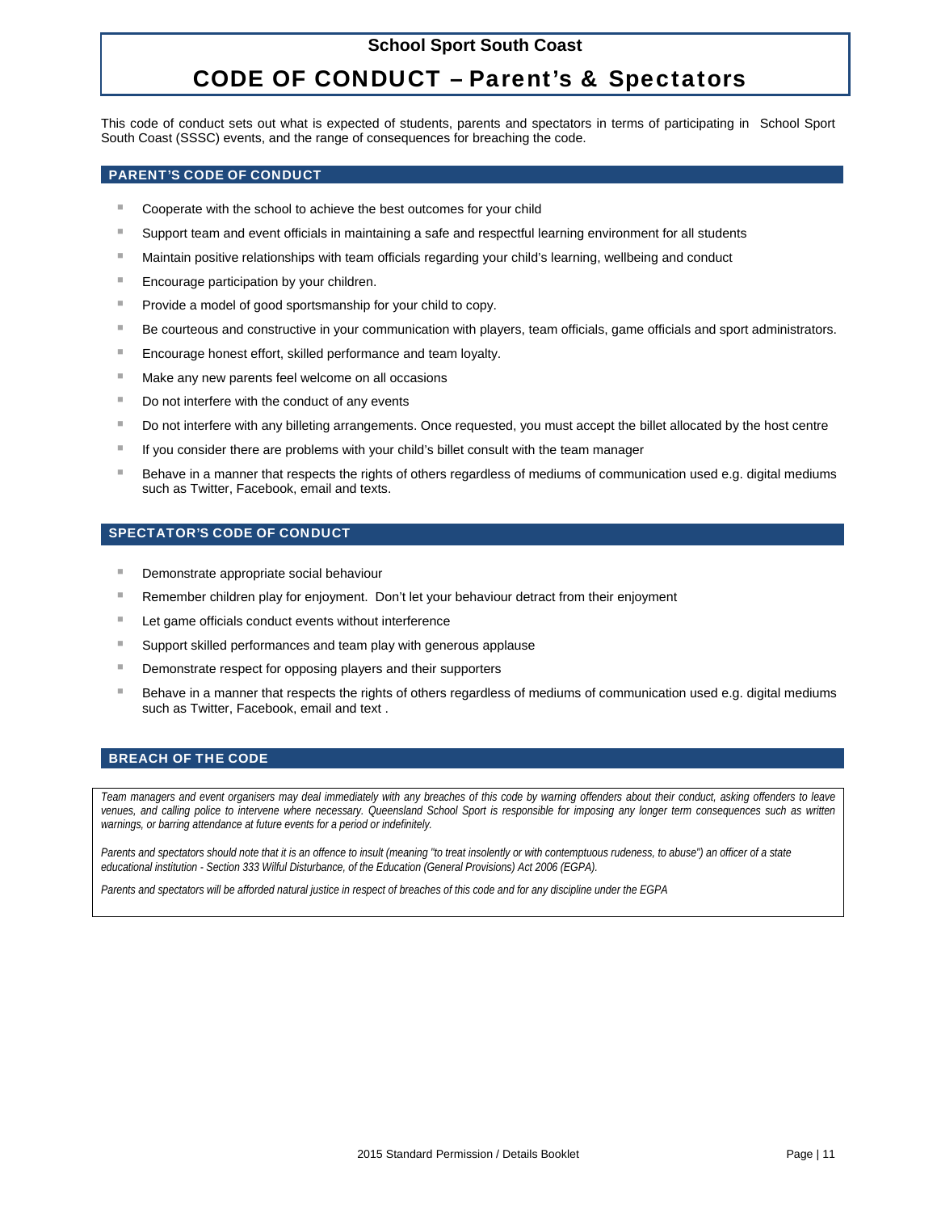**School Sport South Coast**

# CODE OF CONDUCT – Parent's & Spectators

This code of conduct sets out what is expected of students, parents and spectators in terms of participating in School Sport South Coast (SSSC) events, and the range of consequences for breaching the code.

## PARENT'S CODE OF CONDUCT

- Cooperate with the school to achieve the best outcomes for your child
- Support team and event officials in maintaining a safe and respectful learning environment for all students
- Maintain positive relationships with team officials regarding your child's learning, wellbeing and conduct
- Encourage participation by your children.
- Provide a model of good sportsmanship for your child to copy.
- Be courteous and constructive in your communication with players, team officials, game officials and sport administrators.
- Encourage honest effort, skilled performance and team loyalty.
- Make any new parents feel welcome on all occasions
- Do not interfere with the conduct of any events
- Do not interfere with any billeting arrangements. Once requested, you must accept the billet allocated by the host centre
- If you consider there are problems with your child's billet consult with the team manager
- Behave in a manner that respects the rights of others regardless of mediums of communication used e.g. digital mediums such as Twitter, Facebook, email and texts.

## SPECTATOR'S CODE OF CONDUCT

- Demonstrate appropriate social behaviour
- Remember children play for enjoyment. Don't let your behaviour detract from their enjoyment
- Let game officials conduct events without interference
- Support skilled performances and team play with generous applause
- Demonstrate respect for opposing players and their supporters
- Behave in a manner that respects the rights of others regardless of mediums of communication used e.g. digital mediums such as Twitter, Facebook, email and text .

## BREACH OF THE CODE

*Team managers and event organisers may deal immediately with any breaches of this code by warning offenders about their conduct, asking offenders to leave venues, and calling police to intervene where necessary. Queensland School Sport is responsible for imposing any longer term consequences such as written warnings, or barring attendance at future events for a period or indefinitely.*

*Parents and spectators should note that it is an offence to insult (meaning "to treat insolently or with contemptuous rudeness, to abuse") an officer of a state educational institution - Section 333 Wilful Disturbance, of the Education (General Provisions) Act 2006 (EGPA).*

*Parents and spectators will be afforded natural justice in respect of breaches of this code and for any discipline under the EGPA*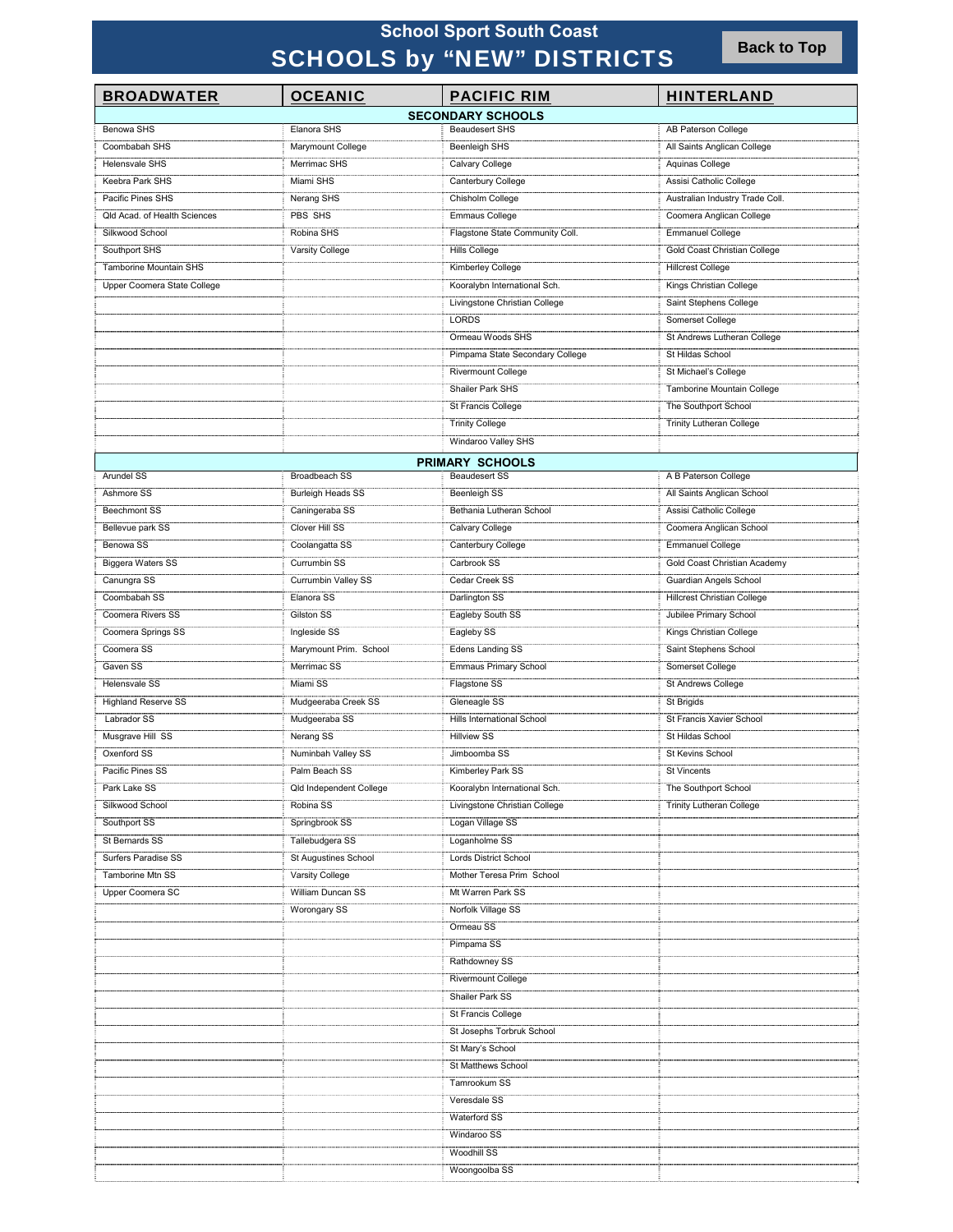# School Sport South Coast

## SCHOOLS by "NEW" DISTRICTS

Back to Top

| BROADWATER | OCEANIC | PACIFIC RIM | HINTERLAND |
|---|---|---|---|
| **SECONDARY SCHOOLS** | | | |
| Benowa SHS | Elanora SHS | Beaudesert SHS | AB Paterson College |
| Coombabah SHS | Marymount College | Beenleigh SHS | All Saints Anglican College |
| Helensvale SHS | Merrimac SHS | Calvary College | Aquinas College |
| Keebra Park SHS | Miami SHS | Canterbury College | Assisi Catholic College |
| Pacific Pines SHS | Nerang SHS | Chisholm College | Australian Industry Trade Coll. |
| Qld Acad. of Health Sciences | PBS SHS | Emmaus College | Coomera Anglican College |
| Silkwood School | Robina SHS | Flagstone State Community Coll. | Emmanuel College |
| Southport SHS | Varsity College | Hills College | Gold Coast Christian College |
| Tamborine Mountain SHS | | Kimberley College | Hillcrest College |
| Upper Coomera State College | | Kooralybn International Sch. | Kings Christian College |
| | | Livingstone Christian College | Saint Stephens College |
| | | LORDS | Somerset College |
| | | Ormeau Woods SHS | St Andrews Lutheran College |
| | | Pimpama State Secondary College | St Hildas School |
| | | Rivermount College | St Michael's College |
| | | Shailer Park SHS | Tamborine Mountain College |
| | | St Francis College | The Southport School |
| | | Trinity College | Trinity Lutheran College |
| | | Windaroo Valley SHS | |
| **PRIMARY SCHOOLS** | | | |
| Arundel SS | Broadbeach SS | Beaudesert SS | A B Paterson College |
| Ashmore SS | Burleigh Heads SS | Beenleigh SS | All Saints Anglican School |
| Beechmont SS | Caningeraba SS | Bethania Lutheran School | Assisi Catholic College |
| Bellevue park SS | Clover Hill SS | Calvary College | Coomera Anglican School |
| Benowa SS | Coolangatta SS | Canterbury College | Emmanuel College |
| Biggera Waters SS | Currumbin SS | Carbrook SS | Gold Coast Christian Academy |
| Canungra SS | Currumbin Valley SS | Cedar Creek SS | Guardian Angels School |
| Coombabah SS | Elanora SS | Darlington SS | Hillcrest Christian College |
| Coomera Rivers SS | Gilston SS | Eagleby South SS | Jubilee Primary School |
| Coomera Springs SS | Ingleside SS | Eagleby SS | Kings Christian College |
| Coomera SS | Marymount Prim. School | Edens Landing SS | Saint Stephens School |
| Gaven SS | Merrimac SS | Emmaus Primary School | Somerset College |
| Helensvale SS | Miami SS | Flagstone SS | St Andrews College |
| Highland Reserve SS | Mudgeeraba Creek SS | Gleneagle SS | St Brigids |
| Labrador SS | Mudgeeraba SS | Hills International School | St Francis Xavier School |
| Musgrave Hill SS | Nerang SS | Hillview SS | St Hildas School |
| Oxenford SS | Numinbah Valley SS | Jimboomba SS | St Kevins School |
| Pacific Pines SS | Palm Beach SS | Kimberley Park SS | St Vincents |
| Park Lake SS | Qld Independent College | Kooralybn International Sch. | The Southport School |
| Silkwood School | Robina SS | Livingstone Christian College | Trinity Lutheran College |
| Southport SS | Springbrook SS | Logan Village SS | |
| St Bernards SS | Tallebudgera SS | Loganholme SS | |
| Surfers Paradise SS | St Augustines School | Lords District School | |
| Tamborine Mtn SS | Varsity College | Mother Teresa Prim School | |
| Upper Coomera SC | William Duncan SS | Mt Warren Park SS | |
| | Worongary SS | Norfolk Village SS | |
| | | Ormeau SS | |
| | | Pimpama SS | |
| | | Rathdowney SS | |
| | | Rivermount College | |
| | | Shailer Park SS | |
| | | St Francis College | |
| | | St Josephs Torbruk School | |
| | | St Mary's School | |
| | | St Matthews School | |
| | | Tamrookum SS | |
| | | Veresdale SS | |
| | | Waterford SS | |
| | | Windaroo SS | |
| | | Woodhill SS | |
| | | Woongoolba SS | |